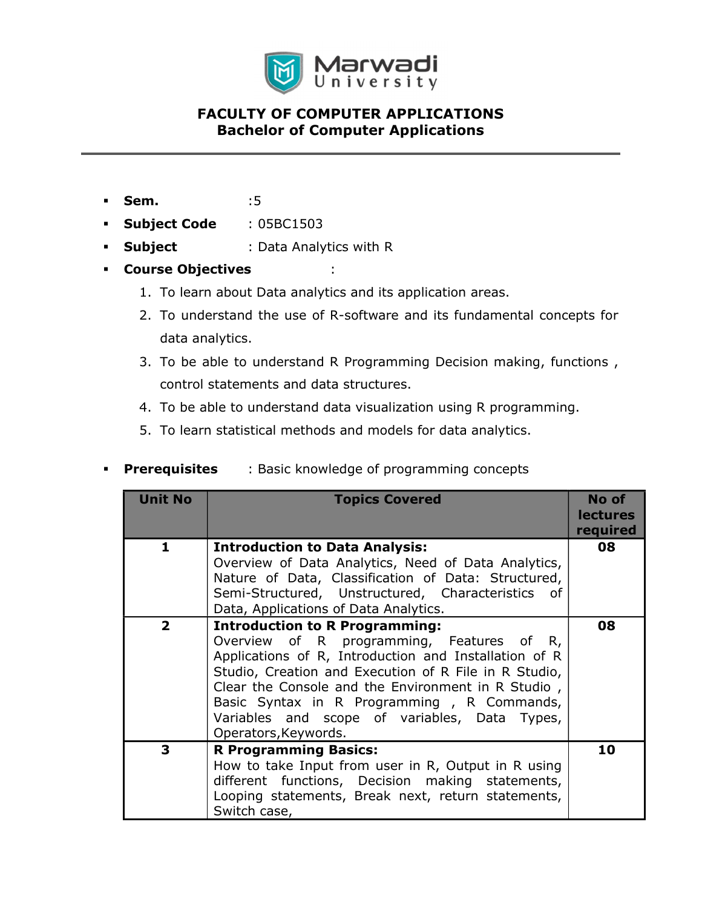# FACULTY OF COMPUTER APPLICATIONS
## Bachelor of Computer Applications

- **Sem.** :5
- **Subject Code** : 05BC1503
- **Subject** : Data Analytics with R
- **Course Objectives** :
  1. To learn about Data analytics and its application areas.
  2. To understand the use of R-software and its fundamental concepts for data analytics.
  3. To be able to understand R Programming Decision making, functions , control statements and data structures.
  4. To be able to understand data visualization using R programming.
  5. To learn statistical methods and models for data analytics.
- **Prerequisites** : Basic knowledge of programming concepts

| Unit No | Topics Covered | No of lectures required |
|---|---|---|
| 1 | **Introduction to Data Analysis:** Overview of Data Analytics, Need of Data Analytics, Nature of Data, Classification of Data: Structured, Semi-Structured, Unstructured, Characteristics of Data, Applications of Data Analytics. | 08 |
| 2 | **Introduction to R Programming:** Overview of R programming, Features of R, Applications of R, Introduction and Installation of R Studio, Creation and Execution of R File in R Studio, Clear the Console and the Environment in R Studio , Basic Syntax in R Programming , R Commands, Variables and scope of variables, Data Types, Operators,Keywords. | 08 |
| 3 | **R Programming Basics:** How to take Input from user in R, Output in R using different functions, Decision making statements, Looping statements, Break next, return statements, Switch case, | 10 |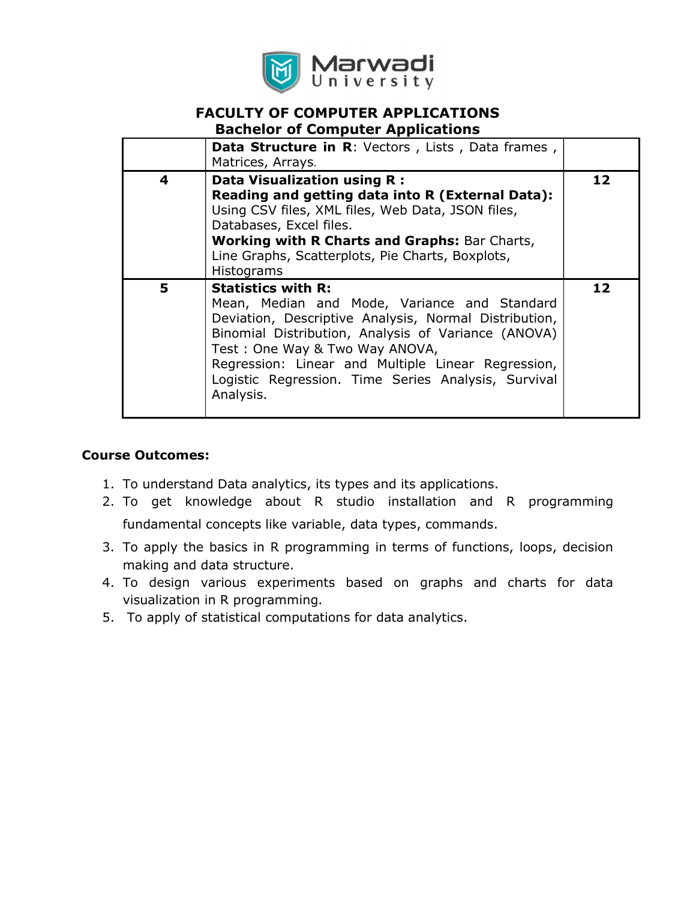**FACULTY OF COMPUTER APPLICATIONS**
**Bachelor of Computer Applications**

| | | |
|---|---|---|
| | **Data Structure in R**: Vectors , Lists , Data frames , Matrices, Arrays. | |
| **4** | **Data Visualization using R :**<br>**Reading and getting data into R (External Data):** Using CSV files, XML files, Web Data, JSON files, Databases, Excel files.<br>**Working with R Charts and Graphs:** Bar Charts, Line Graphs, Scatterplots, Pie Charts, Boxplots, Histograms | **12** |
| **5** | **Statistics with R:**<br>Mean, Median and Mode, Variance and Standard Deviation, Descriptive Analysis, Normal Distribution, Binomial Distribution, Analysis of Variance (ANOVA) Test : One Way & Two Way ANOVA,<br>Regression: Linear and Multiple Linear Regression, Logistic Regression. Time Series Analysis, Survival Analysis. | **12** |

**Course Outcomes:**

1. To understand Data analytics, its types and its applications.
2. To get knowledge about R studio installation and R programming fundamental concepts like variable, data types, commands.
3. To apply the basics in R programming in terms of functions, loops, decision making and data structure.
4. To design various experiments based on graphs and charts for data visualization in R programming.
5. To apply of statistical computations for data analytics.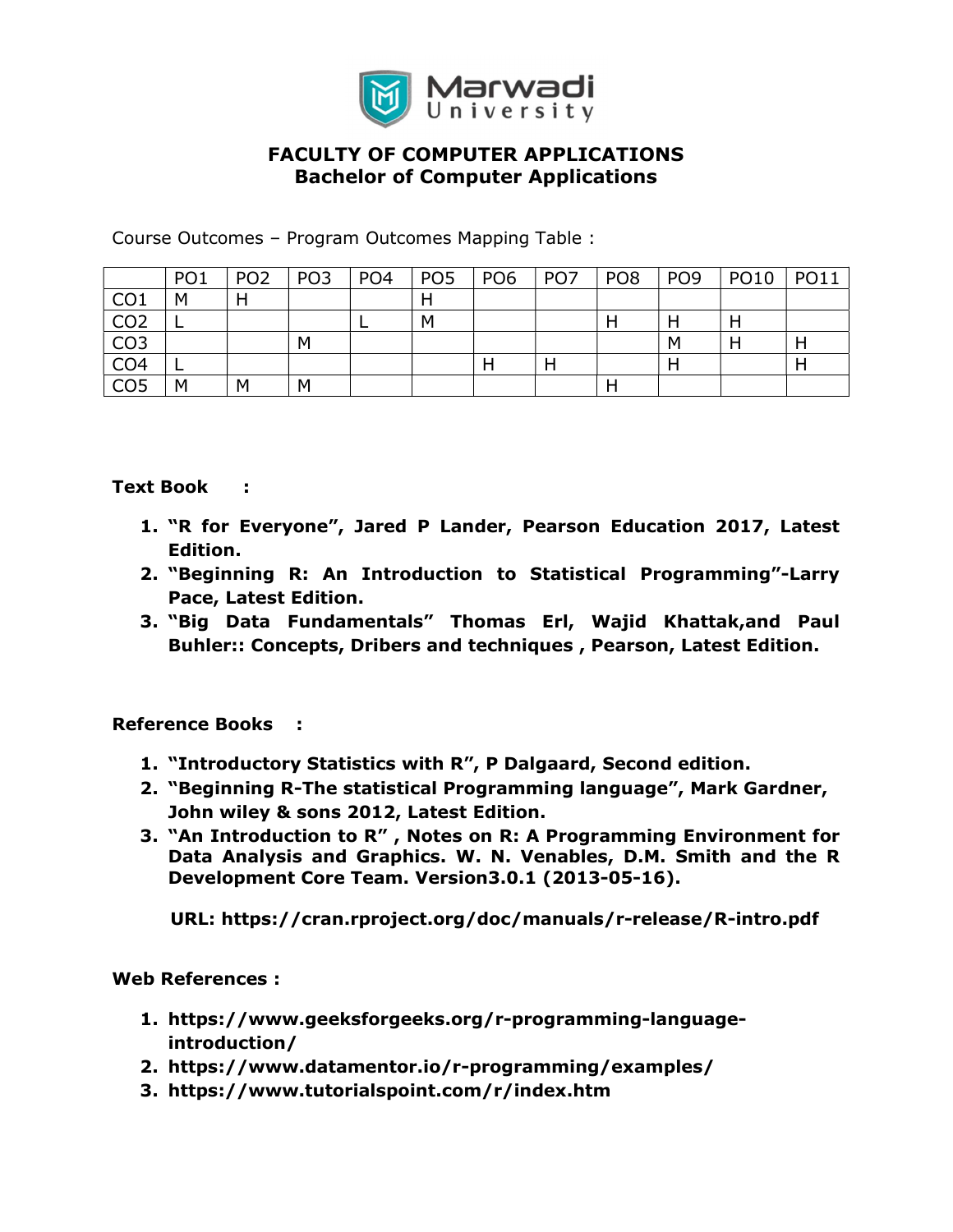# FACULTY OF COMPUTER APPLICATIONS
## Bachelor of Computer Applications

Course Outcomes – Program Outcomes Mapping Table :

| | PO1 | PO2 | PO3 | PO4 | PO5 | PO6 | PO7 | PO8 | PO9 | PO10 | PO11 |
|---|---|---|---|---|---|---|---|---|---|---|---|
| CO1 | M | H | | | H | | | | | | |
| CO2 | L | | | L | M | | | H | H | H | |
| CO3 | | | M | | | | | | M | H | H |
| CO4 | L | | | | | H | H | | H | | H |
| CO5 | M | M | M | | | | | H | | | |

**Text Book :**

1. **"R for Everyone", Jared P Lander, Pearson Education 2017, Latest Edition.**
2. **"Beginning R: An Introduction to Statistical Programming"-Larry Pace, Latest Edition.**
3. **"Big Data Fundamentals" Thomas Erl, Wajid Khattak,and Paul Buhler:: Concepts, Dribers and techniques , Pearson, Latest Edition.**

**Reference Books :**

1. **"Introductory Statistics with R", P Dalgaard, Second edition.**
2. **"Beginning R-The statistical Programming language", Mark Gardner, John wiley & sons 2012, Latest Edition.**
3. **"An Introduction to R" , Notes on R: A Programming Environment for Data Analysis and Graphics. W. N. Venables, D.M. Smith and the R Development Core Team. Version3.0.1 (2013-05-16).**

   **URL: https://cran.rproject.org/doc/manuals/r-release/R-intro.pdf**

**Web References :**

1. **https://www.geeksforgeeks.org/r-programming-language-introduction/**
2. **https://www.datamentor.io/r-programming/examples/**
3. **https://www.tutorialspoint.com/r/index.htm**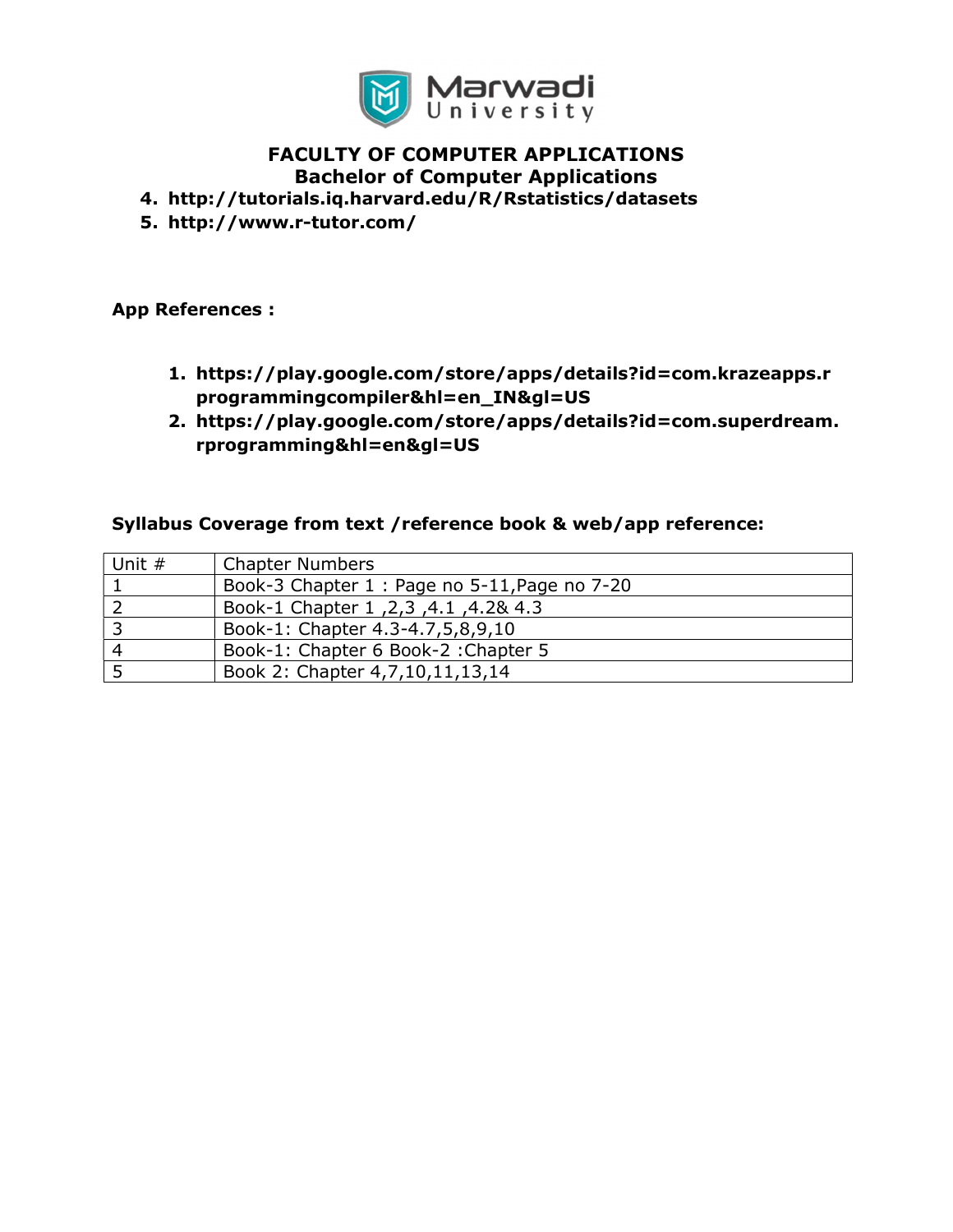# FACULTY OF COMPUTER APPLICATIONS
## Bachelor of Computer Applications

4. **http://tutorials.iq.harvard.edu/R/Rstatistics/datasets**
5. **http://www.r-tutor.com/**

**App References :**

1. **https://play.google.com/store/apps/details?id=com.krazeapps.rprogrammingcompiler&hl=en_IN&gl=US**
2. **https://play.google.com/store/apps/details?id=com.superdream.rprogramming&hl=en&gl=US**

**Syllabus Coverage from text /reference book & web/app reference:**

| Unit # | Chapter Numbers |
|---|---|
| 1 | Book-3 Chapter 1 : Page no 5-11,Page no 7-20 |
| 2 | Book-1 Chapter 1 ,2,3 ,4.1 ,4.2& 4.3 |
| 3 | Book-1: Chapter 4.3-4.7,5,8,9,10 |
| 4 | Book-1: Chapter 6 Book-2 :Chapter 5 |
| 5 | Book 2: Chapter 4,7,10,11,13,14 |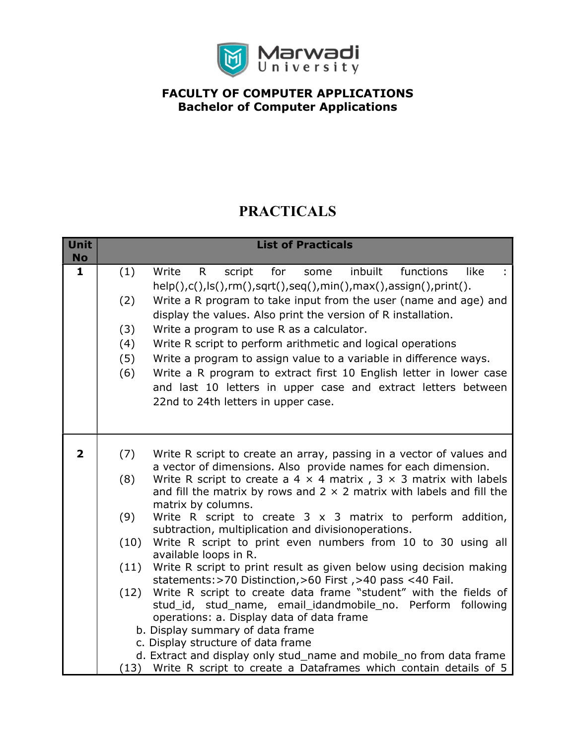**FACULTY OF COMPUTER APPLICATIONS**
**Bachelor of Computer Applications**

# PRACTICALS

| Unit No | List of Practicals |
|---|---|
| **1** | (1) Write R script for some inbuilt functions like : help(),c(),ls(),rm(),sqrt(),seq(),min(),max(),assign(),print().<br>(2) Write a R program to take input from the user (name and age) and display the values. Also print the version of R installation.<br>(3) Write a program to use R as a calculator.<br>(4) Write R script to perform arithmetic and logical operations<br>(5) Write a program to assign value to a variable in difference ways.<br>(6) Write a R program to extract first 10 English letter in lower case and last 10 letters in upper case and extract letters between 22nd to 24th letters in upper case. |
| **2** | (7) Write R script to create an array, passing in a vector of values and a vector of dimensions. Also provide names for each dimension.<br>(8) Write R script to create a 4 × 4 matrix , 3 × 3 matrix with labels and fill the matrix by rows and 2 × 2 matrix with labels and fill the matrix by columns.<br>(9) Write R script to create 3 x 3 matrix to perform addition, subtraction, multiplication and divisionoperations.<br>(10) Write R script to print even numbers from 10 to 30 using all available loops in R.<br>(11) Write R script to print result as given below using decision making statements:>70 Distinction,>60 First ,>40 pass <40 Fail.<br>(12) Write R script to create data frame "student" with the fields of stud_id, stud_name, email_idandmobile_no. Perform following operations: a. Display data of data frame<br>b. Display summary of data frame<br>c. Display structure of data frame<br>d. Extract and display only stud_name and mobile_no from data frame<br>(13) Write R script to create a Dataframes which contain details of 5 |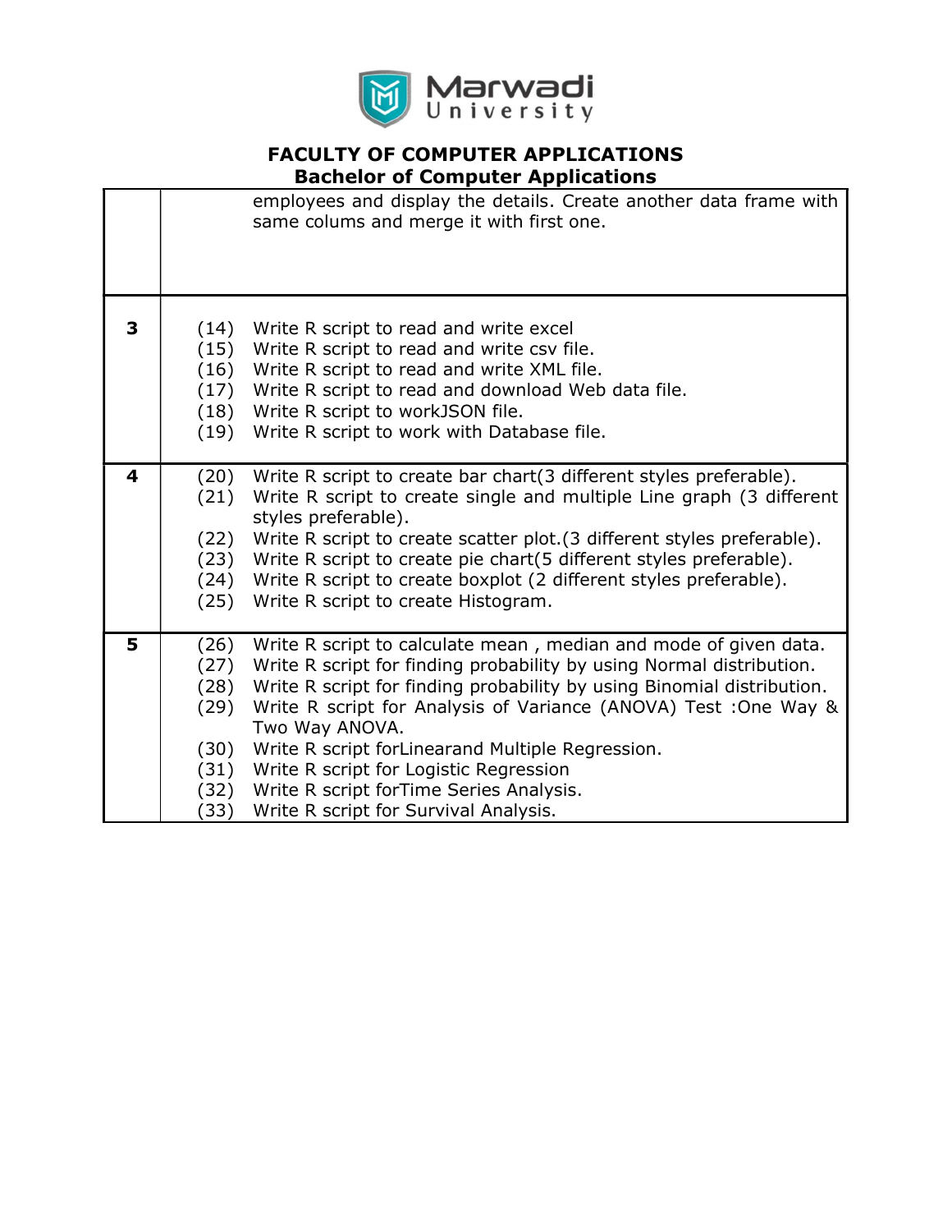**FACULTY OF COMPUTER APPLICATIONS**
**Bachelor of Computer Applications**

| | |
|---|---|
| | employees and display the details. Create another data frame with same colums and merge it with first one. |
| **3** | (14) Write R script to read and write excel<br>(15) Write R script to read and write csv file.<br>(16) Write R script to read and write XML file.<br>(17) Write R script to read and download Web data file.<br>(18) Write R script to workJSON file.<br>(19) Write R script to work with Database file. |
| **4** | (20) Write R script to create bar chart(3 different styles preferable).<br>(21) Write R script to create single and multiple Line graph (3 different styles preferable).<br>(22) Write R script to create scatter plot.(3 different styles preferable).<br>(23) Write R script to create pie chart(5 different styles preferable).<br>(24) Write R script to create boxplot (2 different styles preferable).<br>(25) Write R script to create Histogram. |
| **5** | (26) Write R script to calculate mean , median and mode of given data.<br>(27) Write R script for finding probability by using Normal distribution.<br>(28) Write R script for finding probability by using Binomial distribution.<br>(29) Write R script for Analysis of Variance (ANOVA) Test :One Way & Two Way ANOVA.<br>(30) Write R script forLinearand Multiple Regression.<br>(31) Write R script for Logistic Regression<br>(32) Write R script forTime Series Analysis.<br>(33) Write R script for Survival Analysis. |